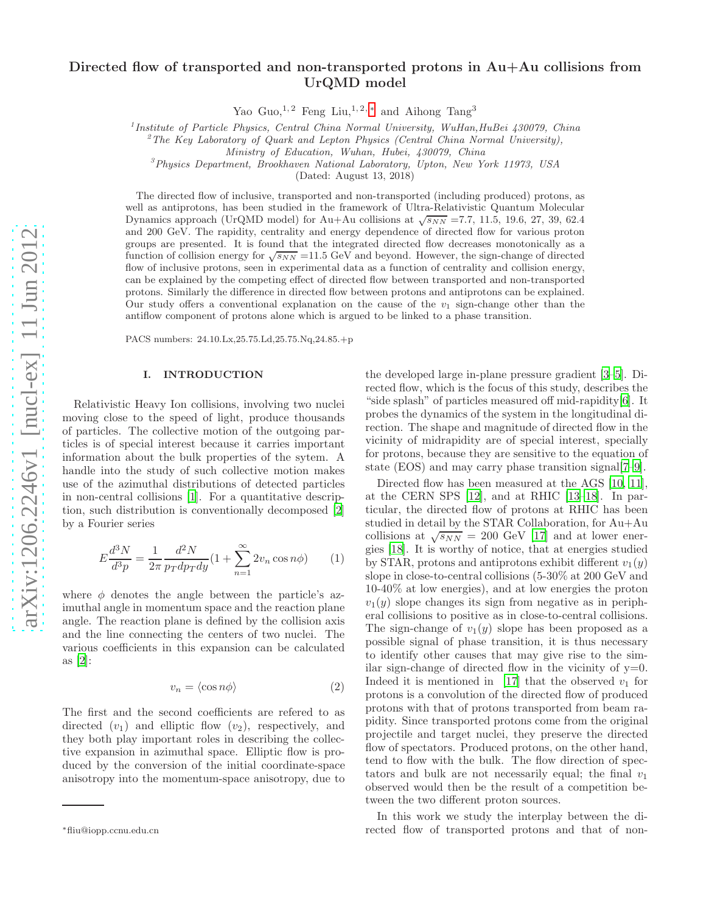# Directed flow of transported and non-transported protons in Au+Au collisions from UrQMD model

Yao Guo,[1,2] Feng Liu,[1,2,*] and Aihong Tang[3]

[1] *Institute of Particle Physics, Central China Normal University, WuHan,HuBei 430079, China*
[2] *The Key Laboratory of Quark and Lepton Physics (Central China Normal University), Ministry of Education, Wuhan, Hubei, 430079, China*
[3] *Physics Department, Brookhaven National Laboratory, Upton, New York 11973, USA*

(Dated: August 13, 2018)

The directed flow of inclusive, transported and non-transported (including produced) protons, as well as antiprotons, has been studied in the framework of Ultra-Relativistic Quantum Molecular Dynamics approach (UrQMD model) for Au+Au collisions at $\sqrt{s_{NN}}$ =7.7, 11.5, 19.6, 27, 39, 62.4 and 200 GeV. The rapidity, centrality and energy dependence of directed flow for various proton groups are presented. It is found that the integrated directed flow decreases monotonically as a function of collision energy for $\sqrt{s_{NN}}$ =11.5 GeV and beyond. However, the sign-change of directed flow of inclusive protons, seen in experimental data as a function of centrality and collision energy, can be explained by the competing effect of directed flow between transported and non-transported protons. Similarly the difference in directed flow between protons and antiprotons can be explained. Our study offers a conventional explanation on the cause of the $v_1$ sign-change other than the antiflow component of protons alone which is argued to be linked to a phase transition.

PACS numbers: 24.10.Lx,25.75.Ld,25.75.Nq,24.85.+p

## I. INTRODUCTION

Relativistic Heavy Ion collisions, involving two nuclei moving close to the speed of light, produce thousands of particles. The collective motion of the outgoing particles is of special interest because it carries important information about the bulk properties of the sytem. A handle into the study of such collective motion makes use of the azimuthal distributions of detected particles in non-central collisions [1]. For a quantitative description, such distribution is conventionally decomposed [2] by a Fourier series

$$E\frac{d^3N}{d^3p} = \frac{1}{2\pi}\frac{d^2N}{p_T dp_T dy}(1 + \sum_{n=1}^{\infty} 2v_n \cos n\phi) \qquad (1)$$

where $\phi$ denotes the angle between the particle's azimuthal angle in momentum space and the reaction plane angle. The reaction plane is defined by the collision axis and the line connecting the centers of two nuclei. The various coefficients in this expansion can be calculated as [2]:

$$v_n = \langle \cos n\phi \rangle \qquad (2)$$

The first and the second coefficients are refered to as directed ($v_1$) and elliptic flow ($v_2$), respectively, and they both play important roles in describing the collective expansion in azimuthal space. Elliptic flow is produced by the conversion of the initial coordinate-space anisotropy into the momentum-space anisotropy, due to the developed large in-plane pressure gradient [3–5]. Directed flow, which is the focus of this study, describes the "side splash" of particles measured off mid-rapidity[6]. It probes the dynamics of the system in the longitudinal direction. The shape and magnitude of directed flow in the vicinity of midrapidity are of special interest, specially for protons, because they are sensitive to the equation of state (EOS) and may carry phase transition signal[7–9].

Directed flow has been measured at the AGS [10, 11], at the CERN SPS [12], and at RHIC [13–18]. In particular, the directed flow of protons at RHIC has been studied in detail by the STAR Collaboration, for Au+Au collisions at $\sqrt{s_{NN}}$ = 200 GeV [17] and at lower energies [18]. It is worthy of notice, that at energies studied by STAR, protons and antiprotons exhibit different $v_1(y)$ slope in close-to-central collisions (5-30% at 200 GeV and 10-40% at low energies), and at low energies the proton $v_1(y)$ slope changes its sign from negative as in peripheral collisions to positive as in close-to-central collisions. The sign-change of $v_1(y)$ slope has been proposed as a possible signal of phase transition, it is thus necessary to identify other causes that may give rise to the similar sign-change of directed flow in the vicinity of y=0. Indeed it is mentioned in [17] that the observed $v_1$ for protons is a convolution of the directed flow of produced protons with that of protons transported from beam rapidity. Since transported protons come from the original projectile and target nuclei, they preserve the directed flow of spectators. Produced protons, on the other hand, tend to flow with the bulk. The flow direction of spectators and bulk are not necessarily equal; the final $v_1$ observed would then be the result of a competition between the two different proton sources.

In this work we study the interplay between the directed flow of transported protons and that of non-

*fliu@iopp.ccnu.edu.cn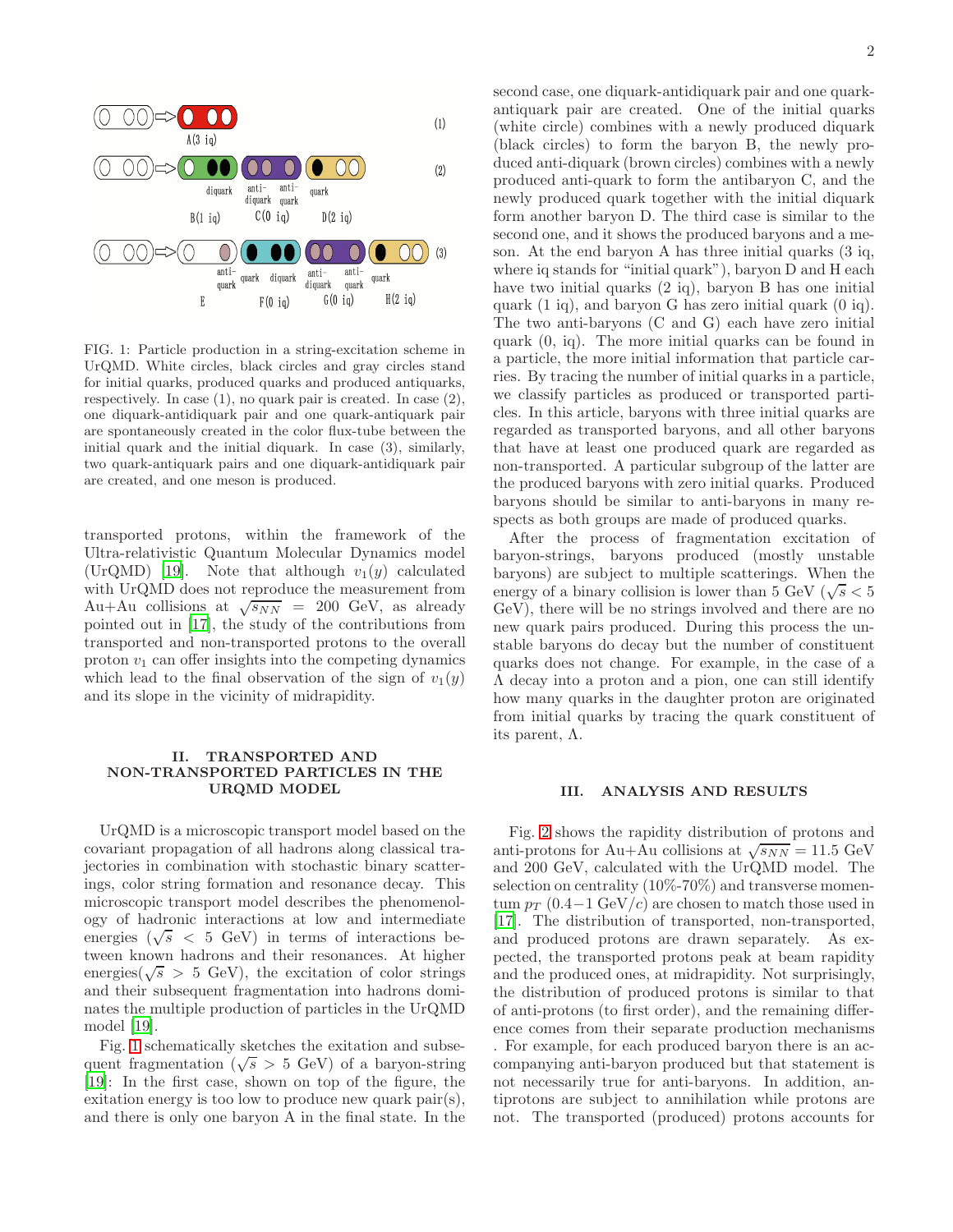FIG. 1: Particle production in a string-excitation scheme in UrQMD. White circles, black circles and gray circles stand for initial quarks, produced quarks and produced antiquarks, respectively. In case (1), no quark pair is created. In case (2), one diquark-antidiquark pair and one quark-antiquark pair are spontaneously created in the color flux-tube between the initial quark and the initial diquark. In case (3), similarly, two quark-antiquark pairs and one diquark-antidiquark pair are created, and one meson is produced.

transported protons, within the framework of the Ultra-relativistic Quantum Molecular Dynamics model (UrQMD) [19]. Note that although $v_1(y)$ calculated with UrQMD does not reproduce the measurement from Au+Au collisions at $\sqrt{s_{NN}} = 200$ GeV, as already pointed out in [17], the study of the contributions from transported and non-transported protons to the overall proton $v_1$ can offer insights into the competing dynamics which lead to the final observation of the sign of $v_1(y)$ and its slope in the vicinity of midrapidity.

## II. TRANSPORTED AND NON-TRANSPORTED PARTICLES IN THE URQMD MODEL

UrQMD is a microscopic transport model based on the covariant propagation of all hadrons along classical trajectories in combination with stochastic binary scatterings, color string formation and resonance decay. This microscopic transport model describes the phenomenology of hadronic interactions at low and intermediate energies ($\sqrt{s} < 5$ GeV) in terms of interactions between known hadrons and their resonances. At higher energies($\sqrt{s} > 5$ GeV), the excitation of color strings and their subsequent fragmentation into hadrons dominates the multiple production of particles in the UrQMD model [19].

Fig. 1 schematically sketches the exitation and subsequent fragmentation ($\sqrt{s} > 5$ GeV) of a baryon-string [19]: In the first case, shown on top of the figure, the exitation energy is too low to produce new quark pair(s), and there is only one baryon A in the final state. In the second case, one diquark-antidiquark pair and one quark-antiquark pair are created. One of the initial quarks (white circle) combines with a newly produced diquark (black circles) to form the baryon B, the newly produced anti-diquark (brown circles) combines with a newly produced anti-quark to form the antibaryon C, and the newly produced quark together with the initial diquark form another baryon D. The third case is similar to the second one, and it shows the produced baryons and a meson. At the end baryon A has three initial quarks (3 iq, where iq stands for "initial quark"), baryon D and H each have two initial quarks (2 iq), baryon B has one initial quark (1 iq), and baryon G has zero initial quark (0 iq). The two anti-baryons (C and G) each have zero initial quark (0, iq). The more initial quarks can be found in a particle, the more initial information that particle carries. By tracing the number of initial quarks in a particle, we classify particles as produced or transported particles. In this article, baryons with three initial quarks are regarded as transported baryons, and all other baryons that have at least one produced quark are regarded as non-transported. A particular subgroup of the latter are the produced baryons with zero initial quarks. Produced baryons should be similar to anti-baryons in many respects as both groups are made of produced quarks.

After the process of fragmentation excitation of baryon-strings, baryons produced (mostly unstable baryons) are subject to multiple scatterings. When the energy of a binary collision is lower than 5 GeV ($\sqrt{s} < 5$ GeV), there will be no strings involved and there are no new quark pairs produced. During this process the unstable baryons do decay but the number of constituent quarks does not change. For example, in the case of a $\Lambda$ decay into a proton and a pion, one can still identify how many quarks in the daughter proton are originated from initial quarks by tracing the quark constituent of its parent, $\Lambda$.

## III. ANALYSIS AND RESULTS

Fig. 2 shows the rapidity distribution of protons and anti-protons for Au+Au collisions at $\sqrt{s_{NN}} = 11.5$ GeV and 200 GeV, calculated with the UrQMD model. The selection on centrality (10%-70%) and transverse momentum $p_T$ (0.4−1 GeV/$c$) are chosen to match those used in [17]. The distribution of transported, non-transported, and produced protons are drawn separately. As expected, the transported protons peak at beam rapidity and the produced ones, at midrapidity. Not surprisingly, the distribution of produced protons is similar to that of anti-protons (to first order), and the remaining difference comes from their separate production mechanisms . For example, for each produced baryon there is an accompanying anti-baryon produced but that statement is not necessarily true for anti-baryons. In addition, antiprotons are subject to annihilation while protons are not. The transported (produced) protons accounts for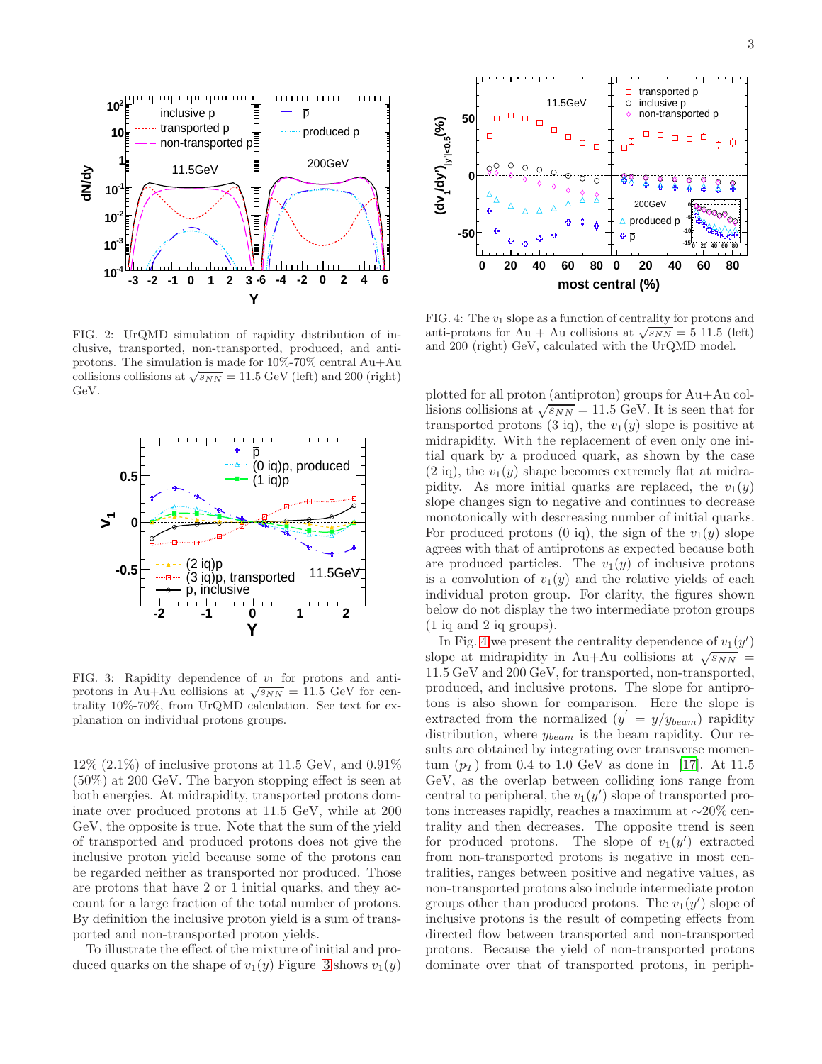FIG. 2: UrQMD simulation of rapidity distribution of inclusive, transported, non-transported, produced, and anti-protons. The simulation is made for 10%-70% central Au+Au collisions collisions at $\sqrt{s_{NN}}$ = 11.5 GeV (left) and 200 (right) GeV.

FIG. 3: Rapidity dependence of $v_1$ for protons and anti-protons in Au+Au collisions at $\sqrt{s_{NN}}$ = 11.5 GeV for centrality 10%-70%, from UrQMD calculation. See text for explanation on individual protons groups.

12% (2.1%) of inclusive protons at 11.5 GeV, and 0.91% (50%) at 200 GeV. The baryon stopping effect is seen at both energies. At midrapidity, transported protons dominate over produced protons at 11.5 GeV, while at 200 GeV, the opposite is true. Note that the sum of the yield of transported and produced protons does not give the inclusive proton yield because some of the protons can be regarded neither as transported nor produced. Those are protons that have 2 or 1 initial quarks, and they account for a large fraction of the total number of protons. By definition the inclusive proton yield is a sum of transported and non-transported proton yields.

To illustrate the effect of the mixture of initial and produced quarks on the shape of $v_1(y)$ Figure 3 shows $v_1(y)$ plotted for all proton (antiproton) groups for Au+Au collisions collisions at $\sqrt{s_{NN}}$ = 11.5 GeV. It is seen that for transported protons (3 iq), the $v_1(y)$ slope is positive at midrapidity. With the replacement of even only one initial quark by a produced quark, as shown by the case (2 iq), the $v_1(y)$ shape becomes extremely flat at midrapidity. As more initial quarks are replaced, the $v_1(y)$ slope changes sign to negative and continues to decrease monotonically with descreasing number of initial quarks. For produced protons (0 iq), the sign of the $v_1(y)$ slope agrees with that of antiprotons as expected because both are produced particles. The $v_1(y)$ of inclusive protons is a convolution of $v_1(y)$ and the relative yields of each individual proton group. For clarity, the figures shown below do not display the two intermediate proton groups (1 iq and 2 iq groups).

FIG. 4: The $v_1$ slope as a function of centrality for protons and anti-protons for Au + Au collisions at $\sqrt{s_{NN}}$ = 5 11.5 (left) and 200 (right) GeV, calculated with the UrQMD model.

In Fig. 4 we present the centrality dependence of $v_1(y')$ slope at midrapidity in Au+Au collisions at $\sqrt{s_{NN}}$ = 11.5 GeV and 200 GeV, for transported, non-transported, produced, and inclusive protons. The slope for antiprotons is also shown for comparison. Here the slope is extracted from the normalized ($y^{'} = y/y_{beam}$) rapidity distribution, where $y_{beam}$ is the beam rapidity. Our results are obtained by integrating over transverse momentum ($p_T$) from 0.4 to 1.0 GeV as done in [17]. At 11.5 GeV, as the overlap between colliding ions range from central to peripheral, the $v_1(y')$ slope of transported protons increases rapidly, reaches a maximum at ∼20% centrality and then decreases. The opposite trend is seen for produced protons. The slope of $v_1(y')$ extracted from non-transported protons is negative in most centralities, ranges between positive and negative values, as non-transported protons also include intermediate proton groups other than produced protons. The $v_1(y')$ slope of inclusive protons is the result of competing effects from directed flow between transported and non-transported protons. Because the yield of non-transported protons dominate over that of transported protons, in periph-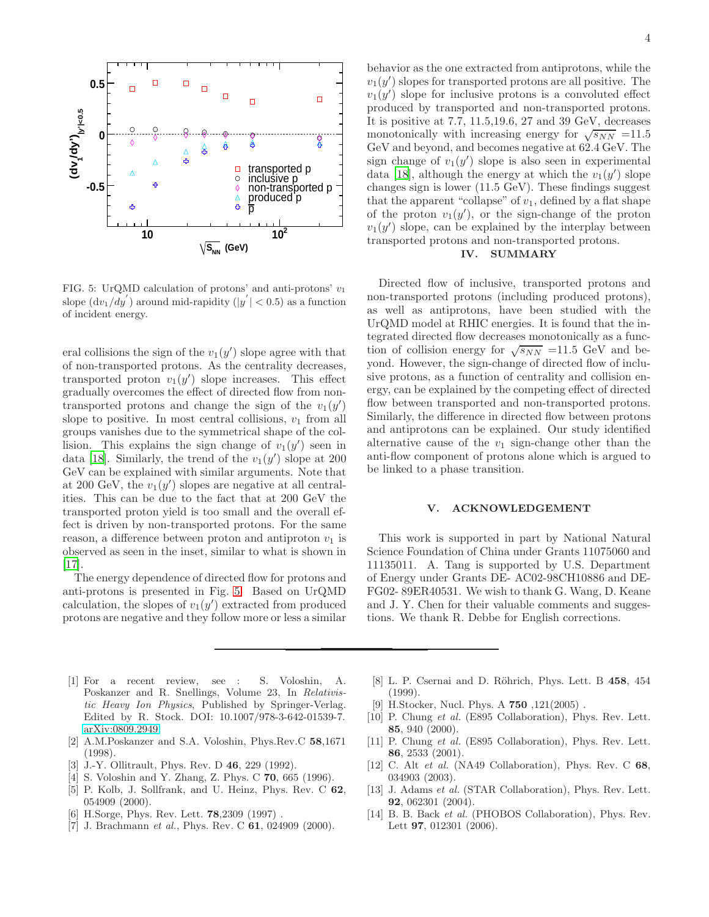FIG. 5: UrQMD calculation of protons' and anti-protons' $v_1$ slope ($dv_1/dy'$) around mid-rapidity ($|y'| < 0.5$) as a function of incident energy.

eral collisions the sign of the $v_1(y')$ slope agree with that of non-transported protons. As the centrality decreases, transported proton $v_1(y')$ slope increases. This effect gradually overcomes the effect of directed flow from non-transported protons and change the sign of the $v_1(y')$ slope to positive. In most central collisions, $v_1$ from all groups vanishes due to the symmetrical shape of the collision. This explains the sign change of $v_1(y')$ seen in data [18]. Similarly, the trend of the $v_1(y')$ slope at 200 GeV can be explained with similar arguments. Note that at 200 GeV, the $v_1(y')$ slopes are negative at all centralities. This can be due to the fact that at 200 GeV the transported proton yield is too small and the overall effect is driven by non-transported protons. For the same reason, a difference between proton and antiproton $v_1$ is observed as seen in the inset, similar to what is shown in [17].

The energy dependence of directed flow for protons and anti-protons is presented in Fig. 5. Based on UrQMD calculation, the slopes of $v_1(y')$ extracted from produced protons are negative and they follow more or less a similar behavior as the one extracted from antiprotons, while the $v_1(y')$ slopes for transported protons are all positive. The $v_1(y')$ slope for inclusive protons is a convoluted effect produced by transported and non-transported protons. It is positive at 7.7, 11.5,19.6, 27 and 39 GeV, decreases monotonically with increasing energy for $\sqrt{s_{NN}}$ =11.5 GeV and beyond, and becomes negative at 62.4 GeV. The sign change of $v_1(y')$ slope is also seen in experimental data [18], although the energy at which the $v_1(y')$ slope changes sign is lower (11.5 GeV). These findings suggest that the apparent "collapse" of $v_1$, defined by a flat shape of the proton $v_1(y')$, or the sign-change of the proton $v_1(y')$ slope, can be explained by the interplay between transported protons and non-transported protons.

## IV. SUMMARY

Directed flow of inclusive, transported protons and non-transported protons (including produced protons), as well as antiprotons, have been studied with the UrQMD model at RHIC energies. It is found that the integrated directed flow decreases monotonically as a function of collision energy for $\sqrt{s_{NN}}$ =11.5 GeV and beyond. However, the sign-change of directed flow of inclusive protons, as a function of centrality and collision energy, can be explained by the competing effect of directed flow between transported and non-transported protons. Similarly, the difference in directed flow between protons and antiprotons can be explained. Our study identified alternative cause of the $v_1$ sign-change other than the anti-flow component of protons alone which is argued to be linked to a phase transition.

## V. ACKNOWLEDGEMENT

This work is supported in part by National Natural Science Foundation of China under Grants 11075060 and 11135011. A. Tang is supported by U.S. Department of Energy under Grants DE- AC02-98CH10886 and DE-FG02- 89ER40531. We wish to thank G. Wang, D. Keane and J. Y. Chen for their valuable comments and suggestions. We thank R. Debbe for English corrections.

---

[1] For a recent review, see : S. Voloshin, A. Poskanzer and R. Snellings, Volume 23, In *Relativistic Heavy Ion Physics*, Published by Springer-Verlag. Edited by R. Stock. DOI: 10.1007/978-3-642-01539-7. arXiv:0809.2949

[2] A.M.Poskanzer and S.A. Voloshin, Phys.Rev.C **58**,1671 (1998).

[3] J.-Y. Ollitrault, Phys. Rev. D **46**, 229 (1992).

[4] S. Voloshin and Y. Zhang, Z. Phys. C **70**, 665 (1996).

[5] P. Kolb, J. Sollfrank, and U. Heinz, Phys. Rev. C **62**, 054909 (2000).

[6] H.Sorge, Phys. Rev. Lett. **78**,2309 (1997) .

[7] J. Brachmann *et al.*, Phys. Rev. C **61**, 024909 (2000).

[8] L. P. Csernai and D. Röhrich, Phys. Lett. B **458**, 454 (1999).

[9] H.Stocker, Nucl. Phys. A **750** ,121(2005) .

[10] P. Chung *et al.* (E895 Collaboration), Phys. Rev. Lett. **85**, 940 (2000).

[11] P. Chung *et al.* (E895 Collaboration), Phys. Rev. Lett. **86**, 2533 (2001).

[12] C. Alt *et al.* (NA49 Collaboration), Phys. Rev. C **68**, 034903 (2003).

[13] J. Adams *et al.* (STAR Collaboration), Phys. Rev. Lett. **92**, 062301 (2004).

[14] B. B. Back *et al.* (PHOBOS Collaboration), Phys. Rev. Lett **97**, 012301 (2006).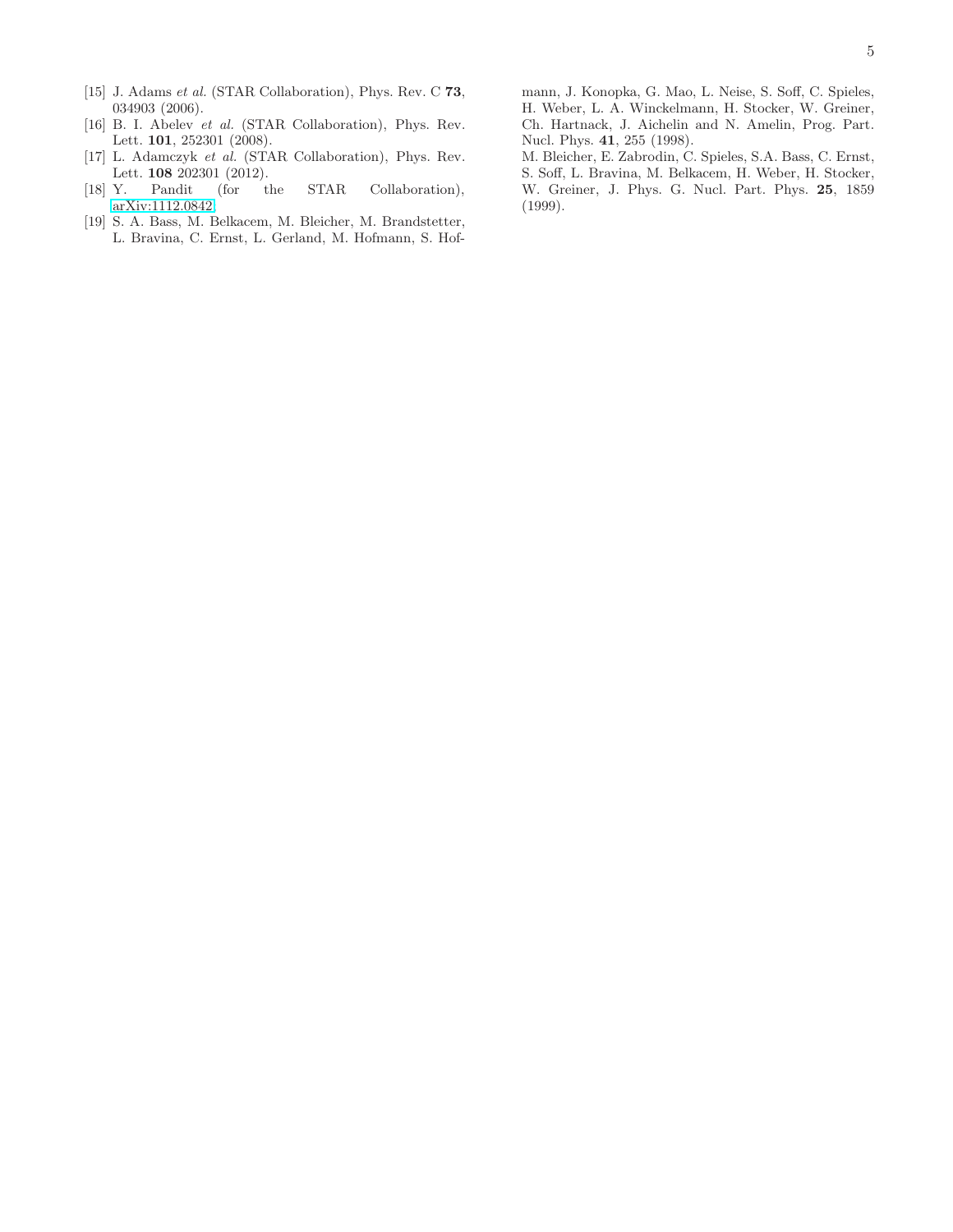[15] J. Adams *et al.* (STAR Collaboration), Phys. Rev. C **73**, 034903 (2006).

[16] B. I. Abelev *et al.* (STAR Collaboration), Phys. Rev. Lett. **101**, 252301 (2008).

[17] L. Adamczyk *et al.* (STAR Collaboration), Phys. Rev. Lett. **108** 202301 (2012).

[18] Y. Pandit (for the STAR Collaboration), arXiv:1112.0842.

[19] S. A. Bass, M. Belkacem, M. Bleicher, M. Brandstetter, L. Bravina, C. Ernst, L. Gerland, M. Hofmann, S. Hofmann, J. Konopka, G. Mao, L. Neise, S. Soff, C. Spieles, H. Weber, L. A. Winckelmann, H. Stocker, W. Greiner, Ch. Hartnack, J. Aichelin and N. Amelin, Prog. Part. Nucl. Phys. **41**, 255 (1998).
M. Bleicher, E. Zabrodin, C. Spieles, S.A. Bass, C. Ernst, S. Soff, L. Bravina, M. Belkacem, H. Weber, H. Stocker, W. Greiner, J. Phys. G. Nucl. Part. Phys. **25**, 1859 (1999).